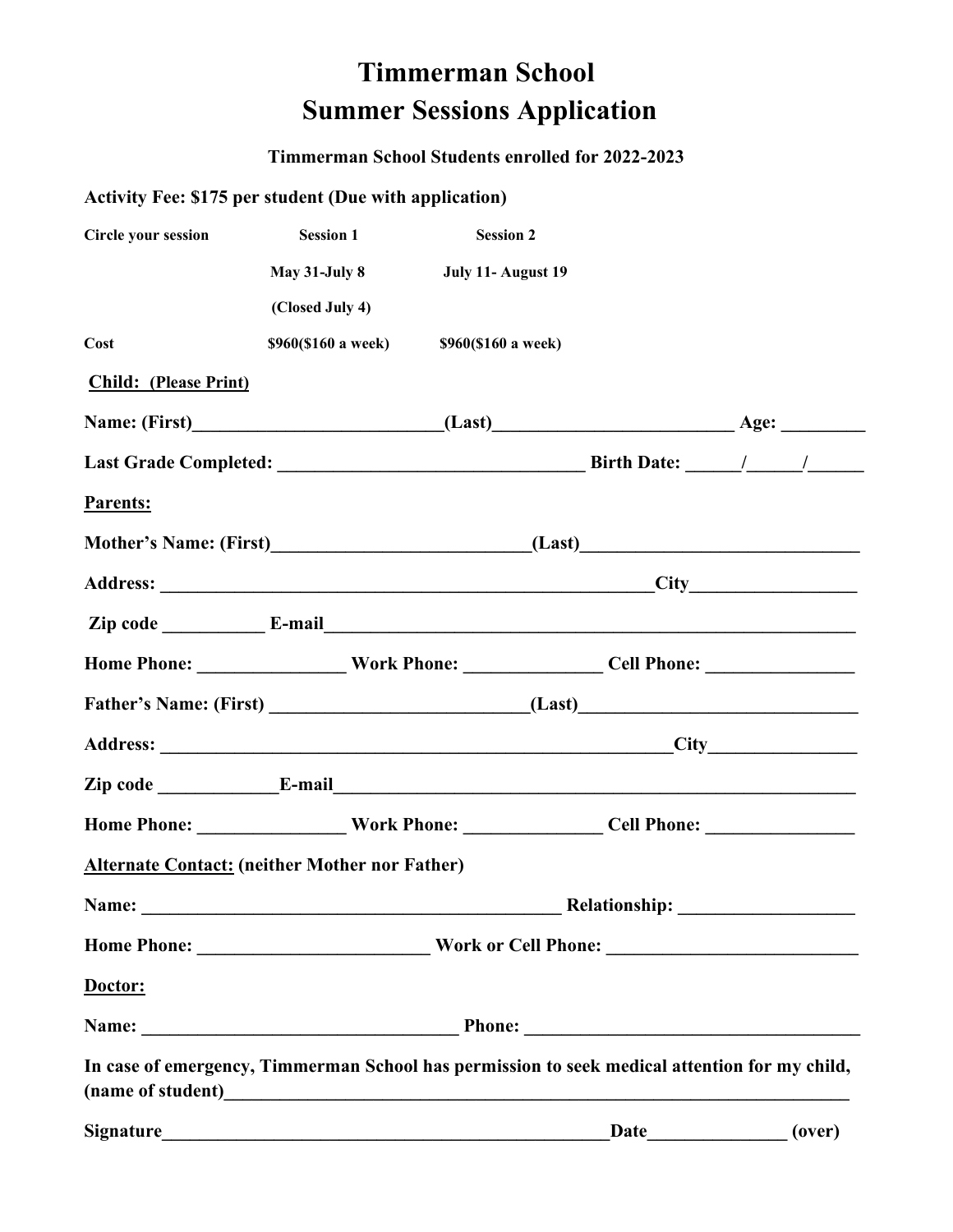# Timmerman School
# Summer Sessions Application

**Timmerman School Students enrolled for 2022-2023**

**Activity Fee: $175 per student (Due with application)**

| **Circle your session** | **Session 1** | **Session 2** |
|---|---|---|
| | **May 31-July 8** | **July 11- August 19** |
| | **(Closed July 4)** | |
| **Cost** | **$960($160 a week)** | **$960($160 a week)** |

**Child: (Please Print)**

**Name: (First)__________________________(Last)_________________________ Age: _________**

**Last Grade Completed: ________________________________ Birth Date: ______/______/______**

**Parents:**

**Mother's Name: (First)___________________________(Last)_____________________________**

**Address: ______________________________________________________City_________________**

**Zip code ___________ E-mail__________________________________________________________**

**Home Phone: ________________ Work Phone: _______________ Cell Phone: ________________**

**Father's Name: (First) ___________________________(Last)_____________________________**

**Address: ________________________________________________________City________________**

**Zip code _____________E-mail_________________________________________________________**

**Home Phone: ________________ Work Phone: _______________ Cell Phone: ________________**

**Alternate Contact: (neither Mother nor Father)**

**Name: _____________________________________________ Relationship: ___________________**

**Home Phone: ________________________ Work or Cell Phone: __________________________**

**Doctor:**

**Name: _________________________________ Phone: ___________________________________**

**In case of emergency, Timmerman School has permission to seek medical attention for my child, (name of student)_____________________________________________________________________**

**Signature_________________________________________________Date_______________ (over)**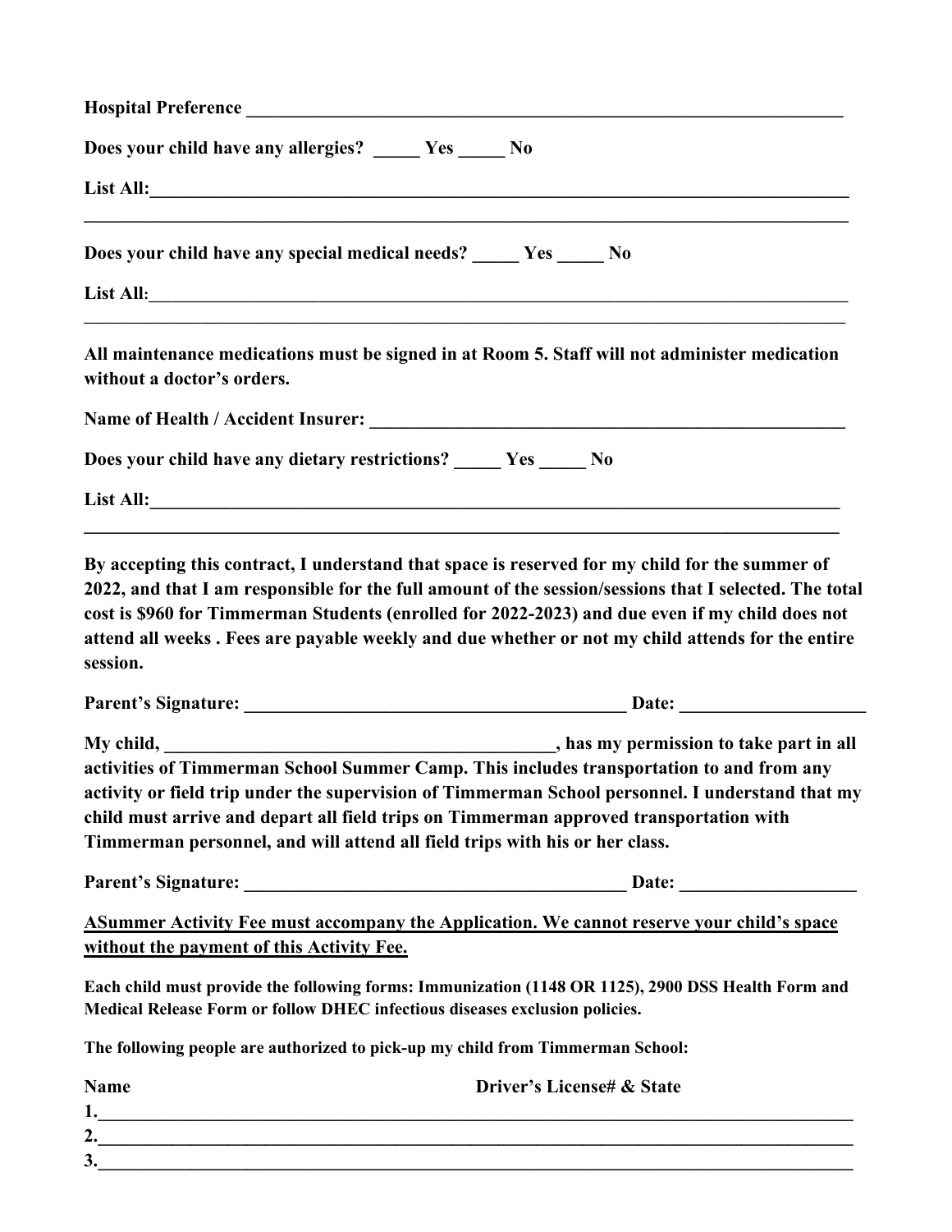**Hospital Preference \_\_\_\_\_\_\_\_\_\_\_\_\_\_\_\_\_\_\_\_\_\_\_\_\_\_\_\_\_\_\_\_\_\_\_\_\_\_\_\_\_\_\_\_\_\_\_\_\_\_\_\_\_\_\_\_\_\_\_\_\_\_\_\_\_\_\_\_**

**Does your child have any allergies? \_\_\_\_\_ Yes \_\_\_\_\_ No**

**List All:\_\_\_\_\_\_\_\_\_\_\_\_\_\_\_\_\_\_\_\_\_\_\_\_\_\_\_\_\_\_\_\_\_\_\_\_\_\_\_\_\_\_\_\_\_\_\_\_\_\_\_\_\_\_\_\_\_\_\_\_\_\_\_\_\_\_\_\_\_\_\_\_\_\_\_\_\_\_**

**\_\_\_\_\_\_\_\_\_\_\_\_\_\_\_\_\_\_\_\_\_\_\_\_\_\_\_\_\_\_\_\_\_\_\_\_\_\_\_\_\_\_\_\_\_\_\_\_\_\_\_\_\_\_\_\_\_\_\_\_\_\_\_\_\_\_\_\_\_\_\_\_\_\_\_\_\_\_\_\_\_\_\_\_\_**

**Does your child have any special medical needs? \_\_\_\_\_ Yes \_\_\_\_\_ No**

**List All:\_\_\_\_\_\_\_\_\_\_\_\_\_\_\_\_\_\_\_\_\_\_\_\_\_\_\_\_\_\_\_\_\_\_\_\_\_\_\_\_\_\_\_\_\_\_\_\_\_\_\_\_\_\_\_\_\_\_\_\_\_\_\_\_\_\_\_\_\_\_\_\_\_\_\_\_\_\_**

**\_\_\_\_\_\_\_\_\_\_\_\_\_\_\_\_\_\_\_\_\_\_\_\_\_\_\_\_\_\_\_\_\_\_\_\_\_\_\_\_\_\_\_\_\_\_\_\_\_\_\_\_\_\_\_\_\_\_\_\_\_\_\_\_\_\_\_\_\_\_\_\_\_\_\_\_\_\_\_\_\_\_\_\_\_**

**All maintenance medications must be signed in at Room 5. Staff will not administer medication without a doctor's orders.**

**Name of Health / Accident Insurer: \_\_\_\_\_\_\_\_\_\_\_\_\_\_\_\_\_\_\_\_\_\_\_\_\_\_\_\_\_\_\_\_\_\_\_\_\_\_\_\_\_\_\_\_\_\_\_\_\_\_\_\_\_\_\_**

**Does your child have any dietary restrictions? \_\_\_\_\_ Yes \_\_\_\_\_ No**

**List All:\_\_\_\_\_\_\_\_\_\_\_\_\_\_\_\_\_\_\_\_\_\_\_\_\_\_\_\_\_\_\_\_\_\_\_\_\_\_\_\_\_\_\_\_\_\_\_\_\_\_\_\_\_\_\_\_\_\_\_\_\_\_\_\_\_\_\_\_\_\_\_\_\_\_\_\_\_**

**\_\_\_\_\_\_\_\_\_\_\_\_\_\_\_\_\_\_\_\_\_\_\_\_\_\_\_\_\_\_\_\_\_\_\_\_\_\_\_\_\_\_\_\_\_\_\_\_\_\_\_\_\_\_\_\_\_\_\_\_\_\_\_\_\_\_\_\_\_\_\_\_\_\_\_\_\_\_\_\_\_\_\_\_**

**By accepting this contract, I understand that space is reserved for my child for the summer of 2022, and that I am responsible for the full amount of the session/sessions that I selected. The total cost is $960 for Timmerman Students (enrolled for 2022-2023) and due even if my child does not attend all weeks . Fees are payable weekly and due whether or not my child attends for the entire session.**

**Parent's Signature: \_\_\_\_\_\_\_\_\_\_\_\_\_\_\_\_\_\_\_\_\_\_\_\_\_\_\_\_\_\_\_\_\_\_\_\_\_\_\_\_\_\_\_ Date: \_\_\_\_\_\_\_\_\_\_\_\_\_\_\_\_\_\_\_\_**

**My child, \_\_\_\_\_\_\_\_\_\_\_\_\_\_\_\_\_\_\_\_\_\_\_\_\_\_\_\_\_\_\_\_\_\_\_\_\_\_\_\_\_\_\_, has my permission to take part in all activities of Timmerman School Summer Camp. This includes transportation to and from any activity or field trip under the supervision of Timmerman School personnel. I understand that my child must arrive and depart all field trips on Timmerman approved transportation with Timmerman personnel, and will attend all field trips with his or her class.**

**Parent's Signature: \_\_\_\_\_\_\_\_\_\_\_\_\_\_\_\_\_\_\_\_\_\_\_\_\_\_\_\_\_\_\_\_\_\_\_\_\_\_\_\_\_\_\_ Date: \_\_\_\_\_\_\_\_\_\_\_\_\_\_\_\_\_\_\_**

<u>**ASummer Activity Fee must accompany the Application. We cannot reserve your child's space without the payment of this Activity Fee.**</u>

**Each child must provide the following forms: Immunization (1148 OR 1125), 2900 DSS Health Form and Medical Release Form or follow DHEC infectious diseases exclusion policies.**

**The following people are authorized to pick-up my child from Timmerman School:**

| **Name** | **Driver's License# & State** |
|---|---|
| 1. | |
| 2. | |
| 3. | |